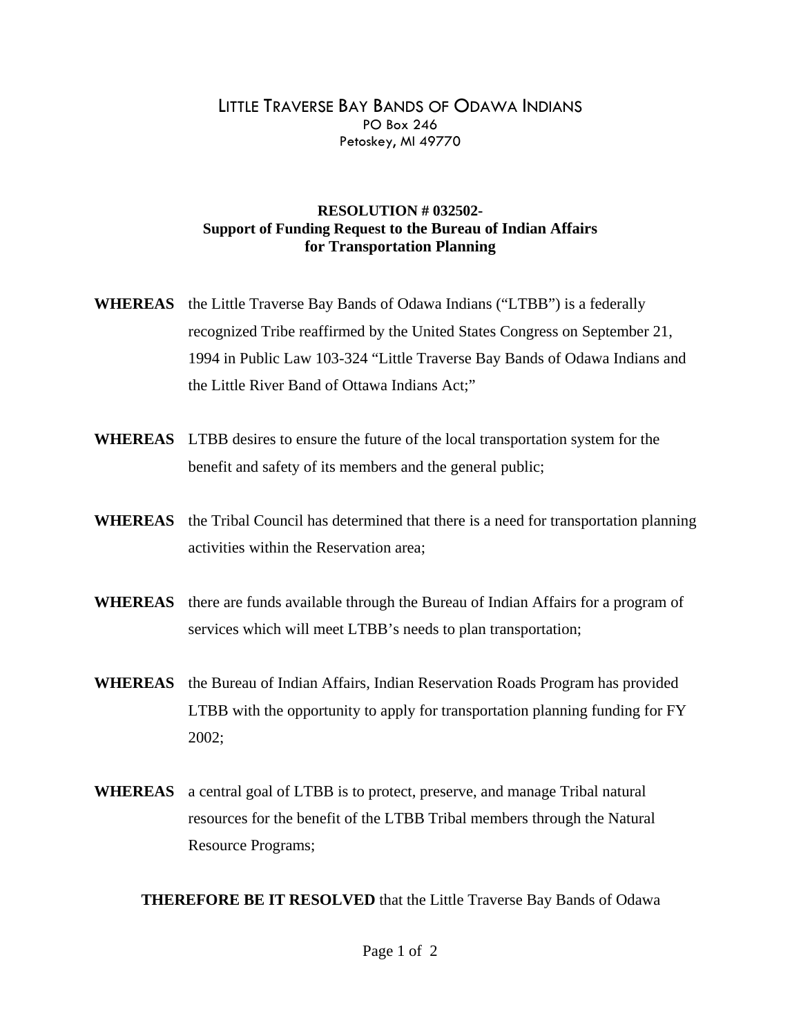LITTLE TRAVERSE BAY BANDS OF ODAWA INDIANS
PO Box 246
Petoskey, MI 49770

**RESOLUTION # 032502-**
**Support of Funding Request to the Bureau of Indian Affairs for Transportation Planning**

**WHEREAS** the Little Traverse Bay Bands of Odawa Indians ("LTBB") is a federally recognized Tribe reaffirmed by the United States Congress on September 21, 1994 in Public Law 103-324 "Little Traverse Bay Bands of Odawa Indians and the Little River Band of Ottawa Indians Act;"

**WHEREAS** LTBB desires to ensure the future of the local transportation system for the benefit and safety of its members and the general public;

**WHEREAS** the Tribal Council has determined that there is a need for transportation planning activities within the Reservation area;

**WHEREAS** there are funds available through the Bureau of Indian Affairs for a program of services which will meet LTBB's needs to plan transportation;

**WHEREAS** the Bureau of Indian Affairs, Indian Reservation Roads Program has provided LTBB with the opportunity to apply for transportation planning funding for FY 2002;

**WHEREAS** a central goal of LTBB is to protect, preserve, and manage Tribal natural resources for the benefit of the LTBB Tribal members through the Natural Resource Programs;

**THEREFORE BE IT RESOLVED** that the Little Traverse Bay Bands of Odawa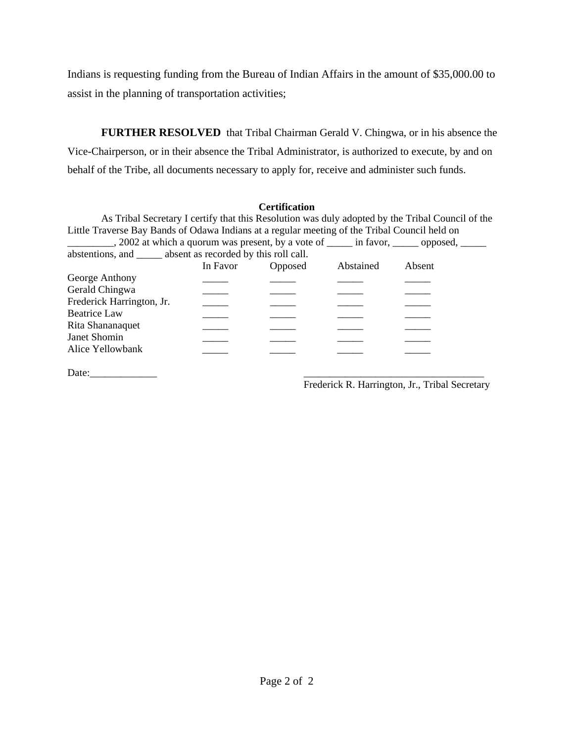Indians is requesting funding from the Bureau of Indian Affairs in the amount of $35,000.00 to assist in the planning of transportation activities;

**FURTHER RESOLVED** that Tribal Chairman Gerald V. Chingwa, or in his absence the Vice-Chairperson, or in their absence the Tribal Administrator, is authorized to execute, by and on behalf of the Tribe, all documents necessary to apply for, receive and administer such funds.

**Certification**

As Tribal Secretary I certify that this Resolution was duly adopted by the Tribal Council of the Little Traverse Bay Bands of Odawa Indians at a regular meeting of the Tribal Council held on _________, 2002 at which a quorum was present, by a vote of _____ in favor, _____ opposed, _____ abstentions, and _____ absent as recorded by this roll call.

| | In Favor | Opposed | Abstained | Absent |
|---|---|---|---|---|
| George Anthony | _____ | _____ | _____ | _____ |
| Gerald Chingwa | _____ | _____ | _____ | _____ |
| Frederick Harrington, Jr. | _____ | _____ | _____ | _____ |
| Beatrice Law | _____ | _____ | _____ | _____ |
| Rita Shananaquet | _____ | _____ | _____ | _____ |
| Janet Shomin | _____ | _____ | _____ | _____ |
| Alice Yellowbank | _____ | _____ | _____ | _____ |

Date:_____________

____________________________________
Frederick R. Harrington, Jr., Tribal Secretary